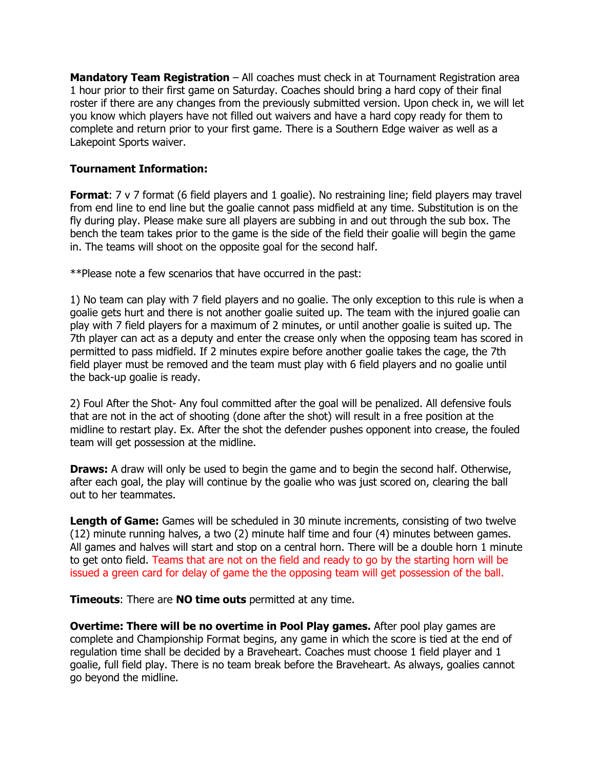**Mandatory Team Registration** – All coaches must check in at Tournament Registration area 1 hour prior to their first game on Saturday. Coaches should bring a hard copy of their final roster if there are any changes from the previously submitted version. Upon check in, we will let you know which players have not filled out waivers and have a hard copy ready for them to complete and return prior to your first game. There is a Southern Edge waiver as well as a Lakepoint Sports waiver.

**Tournament Information:**

**Format**: 7 v 7 format (6 field players and 1 goalie). No restraining line; field players may travel from end line to end line but the goalie cannot pass midfield at any time. Substitution is on the fly during play. Please make sure all players are subbing in and out through the sub box. The bench the team takes prior to the game is the side of the field their goalie will begin the game in. The teams will shoot on the opposite goal for the second half.

**Please note a few scenarios that have occurred in the past:

1) No team can play with 7 field players and no goalie. The only exception to this rule is when a goalie gets hurt and there is not another goalie suited up. The team with the injured goalie can play with 7 field players for a maximum of 2 minutes, or until another goalie is suited up. The 7th player can act as a deputy and enter the crease only when the opposing team has scored in permitted to pass midfield. If 2 minutes expire before another goalie takes the cage, the 7th field player must be removed and the team must play with 6 field players and no goalie until the back-up goalie is ready.

2) Foul After the Shot- Any foul committed after the goal will be penalized. All defensive fouls that are not in the act of shooting (done after the shot) will result in a free position at the midline to restart play. Ex. After the shot the defender pushes opponent into crease, the fouled team will get possession at the midline.

**Draws:** A draw will only be used to begin the game and to begin the second half. Otherwise, after each goal, the play will continue by the goalie who was just scored on, clearing the ball out to her teammates.

**Length of Game:** Games will be scheduled in 30 minute increments, consisting of two twelve (12) minute running halves, a two (2) minute half time and four (4) minutes between games. All games and halves will start and stop on a central horn. There will be a double horn 1 minute to get onto field. Teams that are not on the field and ready to go by the starting horn will be issued a green card for delay of game the the opposing team will get possession of the ball.

**Timeouts**: There are **NO time outs** permitted at any time.

**Overtime: There will be no overtime in Pool Play games.** After pool play games are complete and Championship Format begins, any game in which the score is tied at the end of regulation time shall be decided by a Braveheart. Coaches must choose 1 field player and 1 goalie, full field play. There is no team break before the Braveheart. As always, goalies cannot go beyond the midline.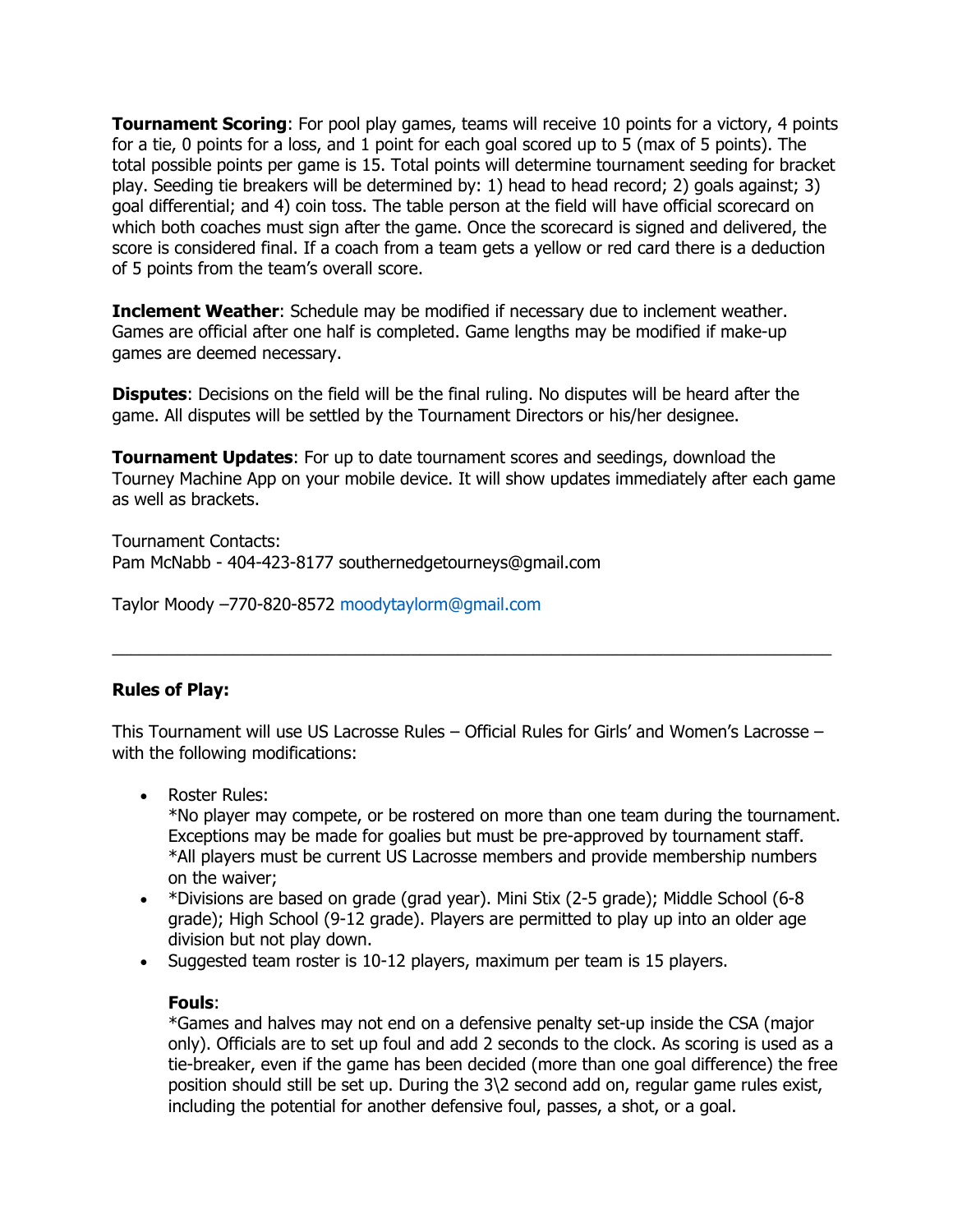**Tournament Scoring**: For pool play games, teams will receive 10 points for a victory, 4 points for a tie, 0 points for a loss, and 1 point for each goal scored up to 5 (max of 5 points). The total possible points per game is 15. Total points will determine tournament seeding for bracket play. Seeding tie breakers will be determined by: 1) head to head record; 2) goals against; 3) goal differential; and 4) coin toss. The table person at the field will have official scorecard on which both coaches must sign after the game. Once the scorecard is signed and delivered, the score is considered final. If a coach from a team gets a yellow or red card there is a deduction of 5 points from the team's overall score.

**Inclement Weather**: Schedule may be modified if necessary due to inclement weather. Games are official after one half is completed. Game lengths may be modified if make-up games are deemed necessary.

**Disputes**: Decisions on the field will be the final ruling. No disputes will be heard after the game. All disputes will be settled by the Tournament Directors or his/her designee.

**Tournament Updates**: For up to date tournament scores and seedings, download the Tourney Machine App on your mobile device. It will show updates immediately after each game as well as brackets.

Tournament Contacts:
Pam McNabb - 404-423-8177 southernedgetourneys@gmail.com

Taylor Moody –770-820-8572 moodytaylorm@gmail.com

---

**Rules of Play:**

This Tournament will use US Lacrosse Rules – Official Rules for Girls' and Women's Lacrosse – with the following modifications:

- Roster Rules:
  *No player may compete, or be rostered on more than one team during the tournament. Exceptions may be made for goalies but must be pre-approved by tournament staff.
  *All players must be current US Lacrosse members and provide membership numbers on the waiver;
- *Divisions are based on grade (grad year). Mini Stix (2-5 grade); Middle School (6-8 grade); High School (9-12 grade). Players are permitted to play up into an older age division but not play down.
- Suggested team roster is 10-12 players, maximum per team is 15 players.

  **Fouls**:
  *Games and halves may not end on a defensive penalty set-up inside the CSA (major only). Officials are to set up foul and add 2 seconds to the clock. As scoring is used as a tie-breaker, even if the game has been decided (more than one goal difference) the free position should still be set up. During the 3\2 second add on, regular game rules exist, including the potential for another defensive foul, passes, a shot, or a goal.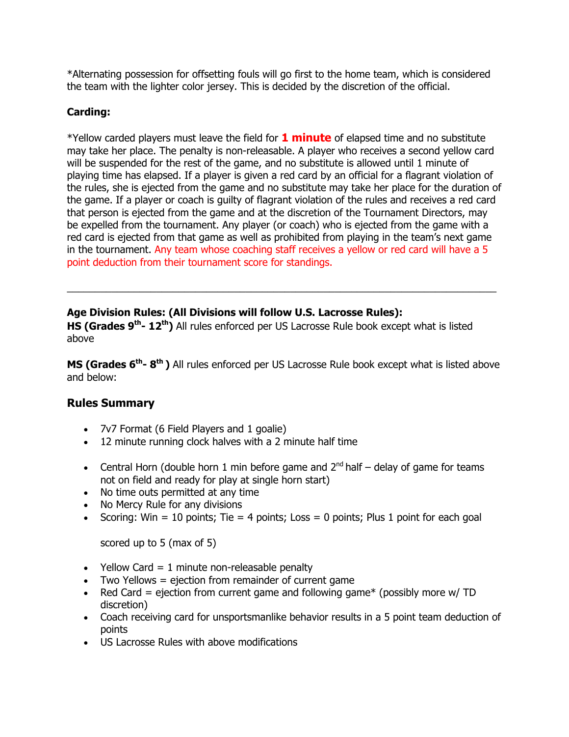*Alternating possession for offsetting fouls will go first to the home team, which is considered the team with the lighter color jersey. This is decided by the discretion of the official.

**Carding:**

*Yellow carded players must leave the field for **1 minute** of elapsed time and no substitute may take her place. The penalty is non-releasable. A player who receives a second yellow card will be suspended for the rest of the game, and no substitute is allowed until 1 minute of playing time has elapsed. If a player is given a red card by an official for a flagrant violation of the rules, she is ejected from the game and no substitute may take her place for the duration of the game. If a player or coach is guilty of flagrant violation of the rules and receives a red card that person is ejected from the game and at the discretion of the Tournament Directors, may be expelled from the tournament. Any player (or coach) who is ejected from the game with a red card is ejected from that game as well as prohibited from playing in the team's next game in the tournament. Any team whose coaching staff receives a yellow or red card will have a 5 point deduction from their tournament score for standings.

---

**Age Division Rules: (All Divisions will follow U.S. Lacrosse Rules):**
**HS (Grades 9th- 12th)** All rules enforced per US Lacrosse Rule book except what is listed above

**MS (Grades 6th- 8th )** All rules enforced per US Lacrosse Rule book except what is listed above and below:

## Rules Summary

- 7v7 Format (6 Field Players and 1 goalie)
- 12 minute running clock halves with a 2 minute half time
- Central Horn (double horn 1 min before game and 2nd half – delay of game for teams not on field and ready for play at single horn start)
- No time outs permitted at any time
- No Mercy Rule for any divisions
- Scoring: Win = 10 points; Tie = 4 points; Loss = 0 points; Plus 1 point for each goal

  scored up to 5 (max of 5)
- Yellow Card = 1 minute non-releasable penalty
- Two Yellows = ejection from remainder of current game
- Red Card = ejection from current game and following game* (possibly more w/ TD discretion)
- Coach receiving card for unsportsmanlike behavior results in a 5 point team deduction of points
- US Lacrosse Rules with above modifications